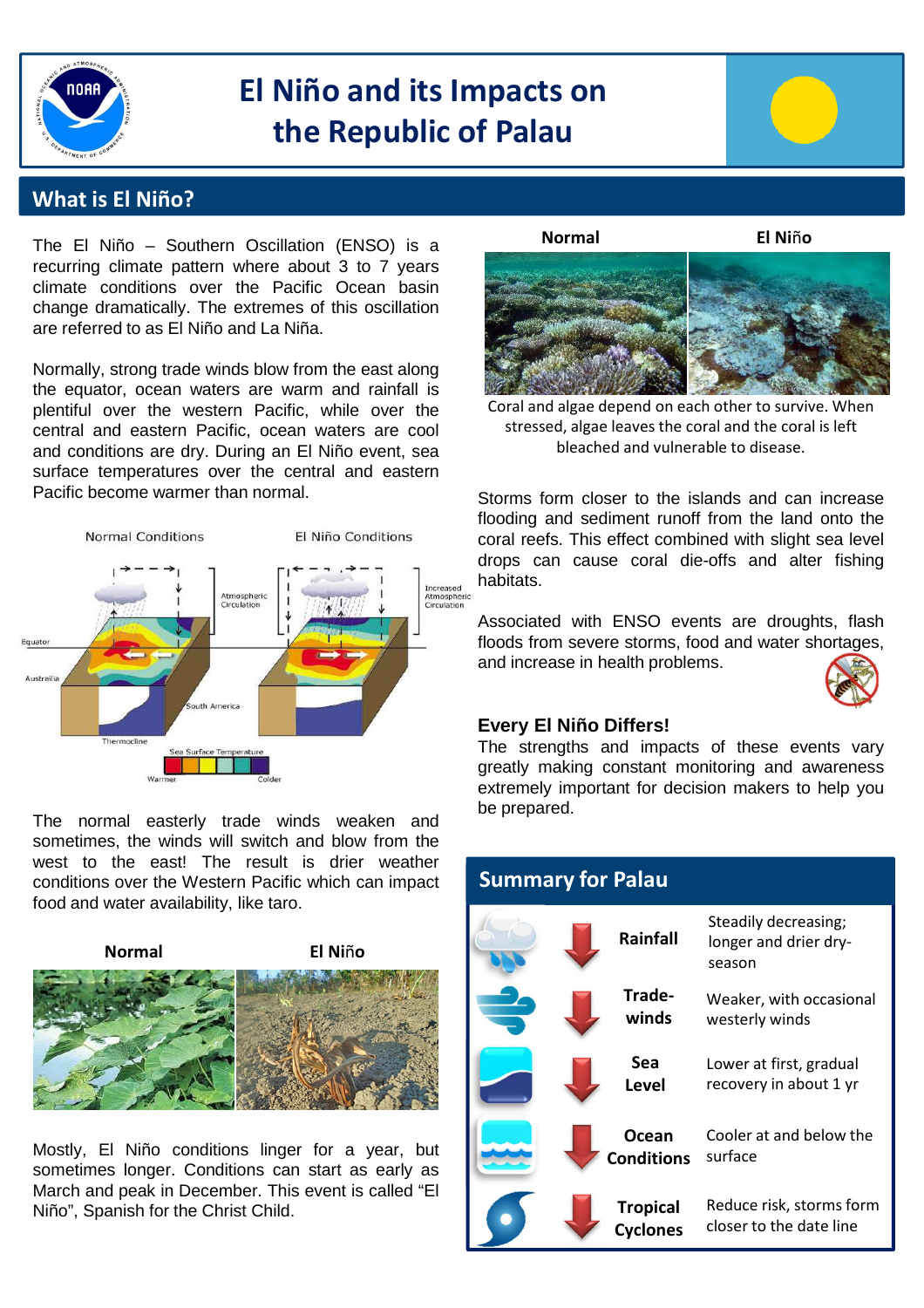# El Niño and its Impacts on the Republic of Palau

## What is El Niño?

The El Niño – Southern Oscillation (ENSO) is a recurring climate pattern where about 3 to 7 years climate conditions over the Pacific Ocean basin change dramatically. The extremes of this oscillation are referred to as El Niño and La Niña.

Normally, strong trade winds blow from the east along the equator, ocean waters are warm and rainfall is plentiful over the western Pacific, while over the central and eastern Pacific, ocean waters are cool and conditions are dry. During an El Niño event, sea surface temperatures over the central and eastern Pacific become warmer than normal.

Normal Conditions | El Niño Conditions

The normal easterly trade winds weaken and sometimes, the winds will switch and blow from the west to the east! The result is drier weather conditions over the Western Pacific which can impact food and water availability, like taro.

**Normal** | **El Niño**

Mostly, El Niño conditions linger for a year, but sometimes longer. Conditions can start as early as March and peak in December. This event is called "El Niño", Spanish for the Christ Child.

**Normal** | **El Niño**

Coral and algae depend on each other to survive. When stressed, algae leaves the coral and the coral is left bleached and vulnerable to disease.

Storms form closer to the islands and can increase flooding and sediment runoff from the land onto the coral reefs. This effect combined with slight sea level drops can cause coral die-offs and alter fishing habitats.

Associated with ENSO events are droughts, flash floods from severe storms, food and water shortages, and increase in health problems.

### Every El Niño Differs!

The strengths and impacts of these events vary greatly making constant monitoring and awareness extremely important for decision makers to help you be prepared.

## Summary for Palau

| | Trend | Category | Description |
|---|---|---|---|
| | ↓ | **Rainfall** | Steadily decreasing; longer and drier dry-season |
| | ↓ | **Trade-winds** | Weaker, with occasional westerly winds |
| | ↓ | **Sea Level** | Lower at first, gradual recovery in about 1 yr |
| | ↓ | **Ocean Conditions** | Cooler at and below the surface |
| | ↓ | **Tropical Cyclones** | Reduce risk, storms form closer to the date line |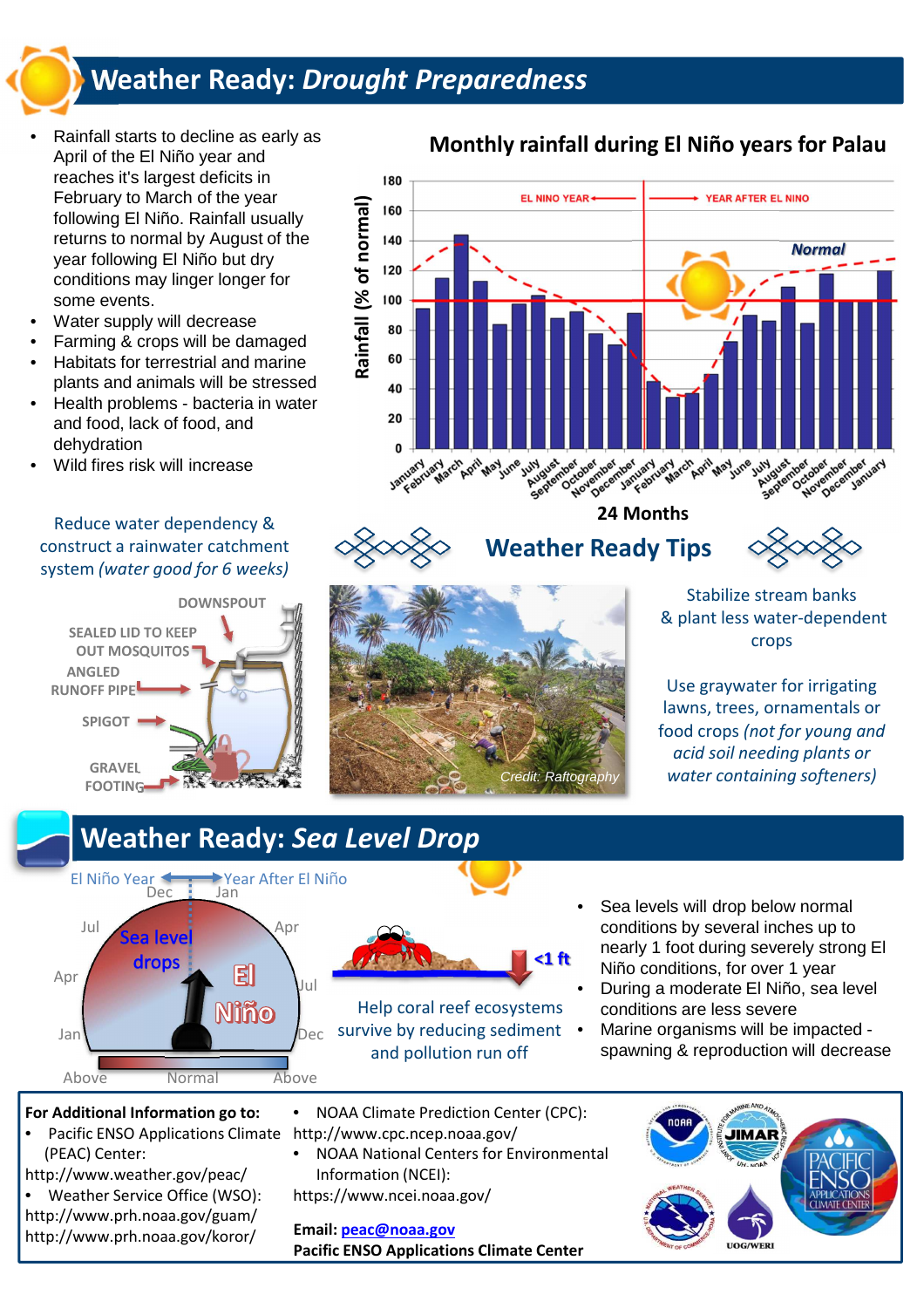# Weather Ready: *Drought Preparedness*

- Rainfall starts to decline as early as April of the El Niño year and reaches it's largest deficits in February to March of the year following El Niño. Rainfall usually returns to normal by August of the year following El Niño but dry conditions may linger longer for some events.
- Water supply will decrease
- Farming & crops will be damaged
- Habitats for terrestrial and marine plants and animals will be stressed
- Health problems - bacteria in water and food, lack of food, and dehydration
- Wild fires risk will increase

**Monthly rainfall during El Niño years for Palau**

EL NINO YEAR
YEAR AFTER EL NINO
Normal
Rainfall (% of normal)
0
20
40
60
80
100
120
140
160
180
January February March April May June July August September October November December January February March April May June July August September October November December January
24 Months

## Weather Ready Tips

Reduce water dependency & construct a rainwater catchment system *(water good for 6 weeks)*

DOWNSPOUT
SEALED LID TO KEEP OUT MOSQUITOS
ANGLED RUNOFF PIPE
SPIGOT
GRAVEL FOOTING

*Credit: Raftography*

Stabilize stream banks & plant less water-dependent crops

Use graywater for irrigating lawns, trees, ornamentals or food crops *(not for young and acid soil needing plants or water containing softeners)*

# Weather Ready: *Sea Level Drop*

El Niño Year
Year After El Niño
Dec
Jan
Jul
Apr
Apr
Jul
Jan
Dec
Sea level drops
El Niño
Above
Normal
Above

<1 ft

Help coral reef ecosystems survive by reducing sediment and pollution run off

- Sea levels will drop below normal conditions by several inches up to nearly 1 foot during severely strong El Niño conditions, for over 1 year
- During a moderate El Niño, sea level conditions are less severe
- Marine organisms will be impacted - spawning & reproduction will decrease

**For Additional Information go to:**

- Pacific ENSO Applications Climate (PEAC) Center: http://www.weather.gov/peac/
- Weather Service Office (WSO): http://www.prh.noaa.gov/guam/ http://www.prh.noaa.gov/koror/
- NOAA Climate Prediction Center (CPC): http://www.cpc.ncep.noaa.gov/
- NOAA National Centers for Environmental Information (NCEI): https://www.ncei.noaa.gov/

**Email: peac@noaa.gov**
**Pacific ENSO Applications Climate Center**